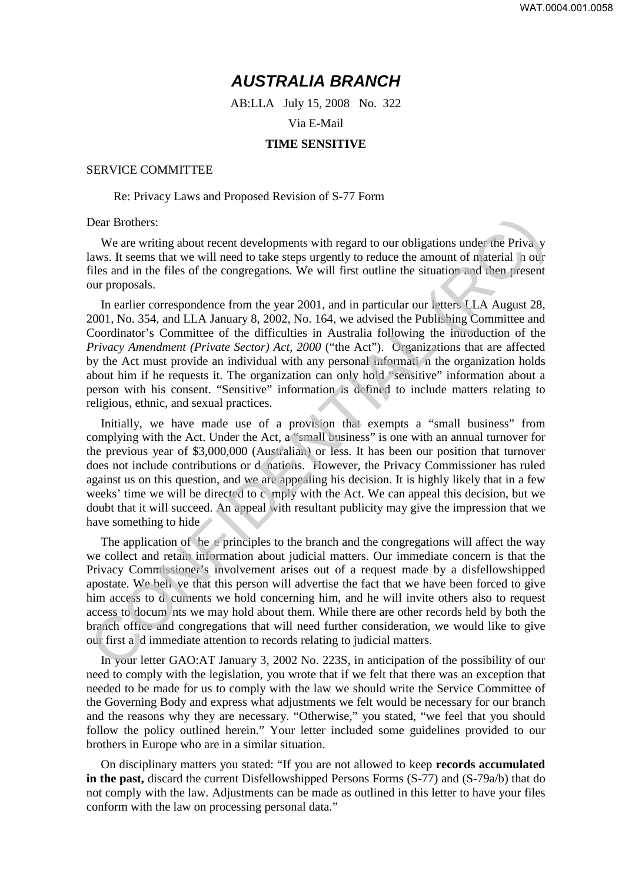# *AUSTRALIA BRANCH*

AB:LLA July 15, 2008 No. 322

Via E-Mail

**TIME SENSITIVE**

SERVICE COMMITTEE

Re: Privacy Laws and Proposed Revision of S-77 Form

Dear Brothers:

We are writing about recent developments with regard to our obligations under the Privacy laws. It seems that we will need to take steps urgently to reduce the amount of material in our files and in the files of the congregations. We will first outline the situation and then present our proposals.

In earlier correspondence from the year 2001, and in particular our letters LLA August 28, 2001, No. 354, and LLA January 8, 2002, No. 164, we advised the Publishing Committee and Coordinator's Committee of the difficulties in Australia following the introduction of the *Privacy Amendment (Private Sector) Act, 2000* ("the Act"). Organizations that are affected by the Act must provide an individual with any personal information the organization holds about him if he requests it. The organization can only hold "sensitive" information about a person with his consent. "Sensitive" information is defined to include matters relating to religious, ethnic, and sexual practices.

Initially, we have made use of a provision that exempts a "small business" from complying with the Act. Under the Act, a "small business" is one with an annual turnover for the previous year of $3,000,000 (Australian) or less. It has been our position that turnover does not include contributions or donations. However, the Privacy Commissioner has ruled against us on this question, and we are appealing his decision. It is highly likely that in a few weeks' time we will be directed to comply with the Act. We can appeal this decision, but we doubt that it will succeed. An appeal with resultant publicity may give the impression that we have something to hide

The application of these principles to the branch and the congregations will affect the way we collect and retain information about judicial matters. Our immediate concern is that the Privacy Commissioner's involvement arises out of a request made by a disfellowshipped apostate. We believe that this person will advertise the fact that we have been forced to give him access to documents we hold concerning him, and he will invite others also to request access to documents we may hold about them. While there are other records held by both the branch office and congregations that will need further consideration, we would like to give our first and immediate attention to records relating to judicial matters.

In your letter GAO:AT January 3, 2002 No. 223S, in anticipation of the possibility of our need to comply with the legislation, you wrote that if we felt that there was an exception that needed to be made for us to comply with the law we should write the Service Committee of the Governing Body and express what adjustments we felt would be necessary for our branch and the reasons why they are necessary. "Otherwise," you stated, "we feel that you should follow the policy outlined herein." Your letter included some guidelines provided to our brothers in Europe who are in a similar situation.

On disciplinary matters you stated: "If you are not allowed to keep **records accumulated in the past,** discard the current Disfellowshipped Persons Forms (S-77) and (S-79a/b) that do not comply with the law. Adjustments can be made as outlined in this letter to have your files conform with the law on processing personal data."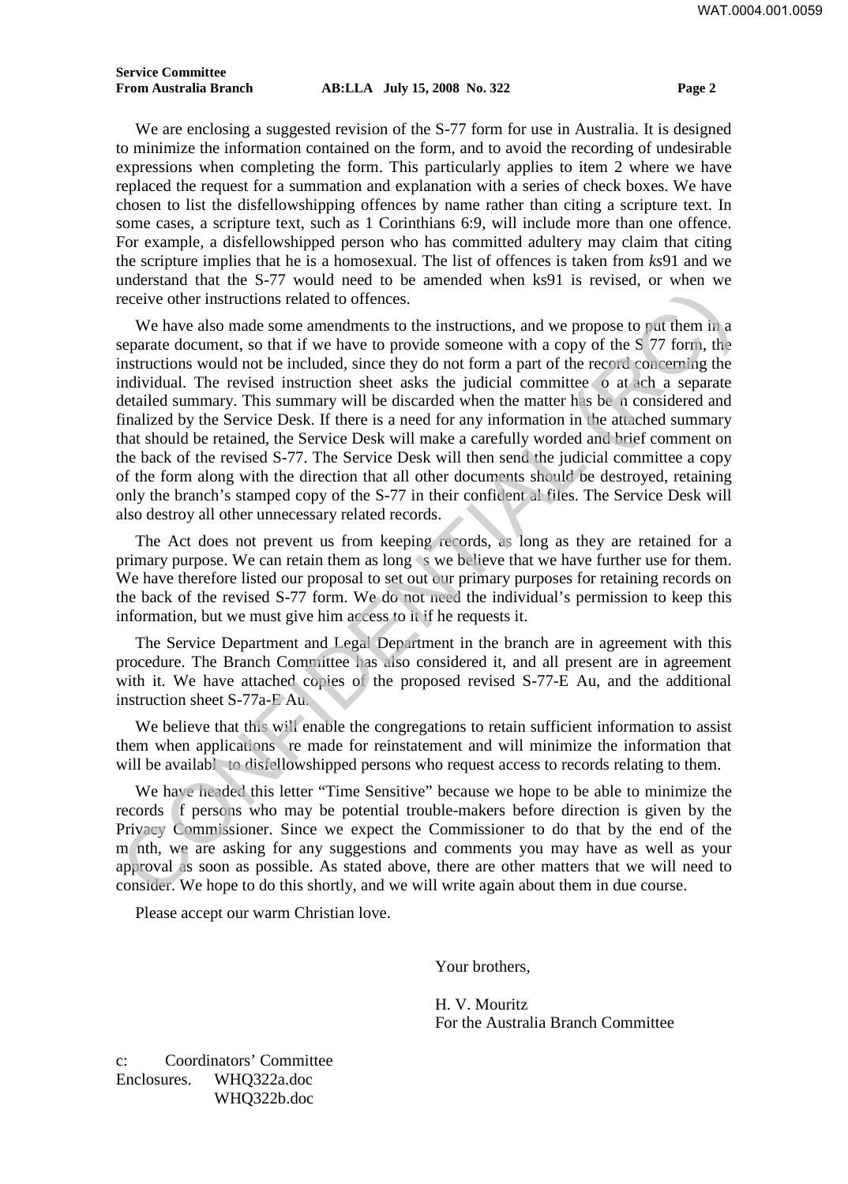**Service Committee**
**From Australia Branch** AB:LLA July 15, 2008 No. 322

We are enclosing a suggested revision of the S-77 form for use in Australia. It is designed to minimize the information contained on the form, and to avoid the recording of undesirable expressions when completing the form. This particularly applies to item 2 where we have replaced the request for a summation and explanation with a series of check boxes. We have chosen to list the disfellowshipping offences by name rather than citing a scripture text. In some cases, a scripture text, such as 1 Corinthians 6:9, will include more than one offence. For example, a disfellowshipped person who has committed adultery may claim that citing the scripture implies that he is a homosexual. The list of offences is taken from *ks*91 and we understand that the S-77 would need to be amended when ks91 is revised, or when we receive other instructions related to offences.

We have also made some amendments to the instructions, and we propose to put them in a separate document, so that if we have to provide someone with a copy of the S-77 form, the instructions would not be included, since they do not form a part of the record concerning the individual. The revised instruction sheet asks the judicial committee to attach a separate detailed summary. This summary will be discarded when the matter has been considered and finalized by the Service Desk. If there is a need for any information in the attached summary that should be retained, the Service Desk will make a carefully worded and brief comment on the back of the revised S-77. The Service Desk will then send the judicial committee a copy of the form along with the direction that all other documents should be destroyed, retaining only the branch's stamped copy of the S-77 in their confidential files. The Service Desk will also destroy all other unnecessary related records.

The Act does not prevent us from keeping records, as long as they are retained for a primary purpose. We can retain them as long as we believe that we have further use for them. We have therefore listed our proposal to set out our primary purposes for retaining records on the back of the revised S-77 form. We do not need the individual's permission to keep this information, but we must give him access to it if he requests it.

The Service Department and Legal Department in the branch are in agreement with this procedure. The Branch Committee has also considered it, and all present are in agreement with it. We have attached copies of the proposed revised S-77-E Au, and the additional instruction sheet S-77a-E Au.

We believe that this will enable the congregations to retain sufficient information to assist them when applications are made for reinstatement and will minimize the information that will be available to disfellowshipped persons who request access to records relating to them.

We have headed this letter "Time Sensitive" because we hope to be able to minimize the records of persons who may be potential trouble-makers before direction is given by the Privacy Commissioner. Since we expect the Commissioner to do that by the end of the month, we are asking for any suggestions and comments you may have as well as your approval as soon as possible. As stated above, there are other matters that we will need to consider. We hope to do this shortly, and we will write again about them in due course.

Please accept our warm Christian love.

Your brothers,

H. V. Mouritz
For the Australia Branch Committee

c: Coordinators' Committee
Enclosures. WHQ322a.doc
WHQ322b.doc